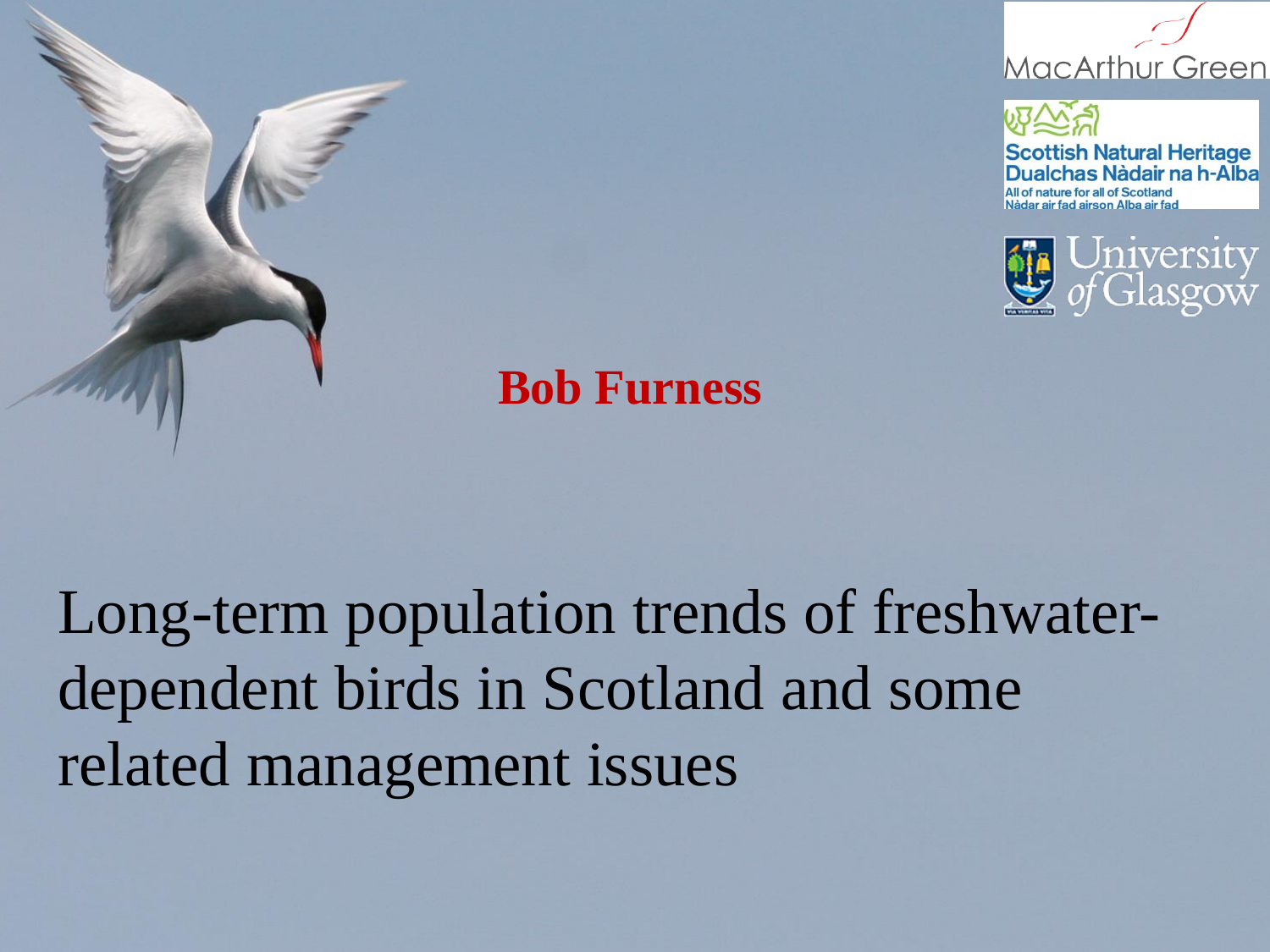MacArthur Green

Scottish Natural Heritage
Dualchas Nàdair na h-Alba
All of nature for all of Scotland
Nàdar air fad airson Alba air fad

University of Glasgow

**Bob Furness**

# Long-term population trends of freshwater-dependent birds in Scotland and some related management issues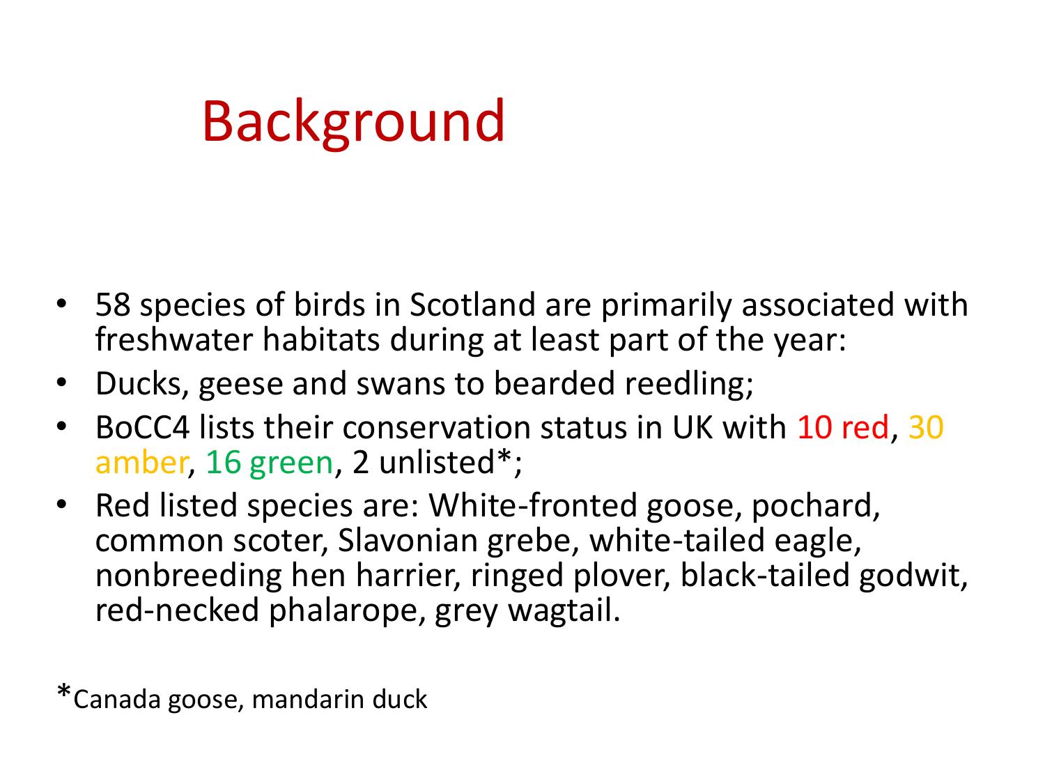# Background

- 58 species of birds in Scotland are primarily associated with freshwater habitats during at least part of the year:
- Ducks, geese and swans to bearded reedling;
- BoCC4 lists their conservation status in UK with 10 red, 30 amber, 16 green, 2 unlisted*;
- Red listed species are: White-fronted goose, pochard, common scoter, Slavonian grebe, white-tailed eagle, nonbreeding hen harrier, ringed plover, black-tailed godwit, red-necked phalarope, grey wagtail.

*Canada goose, mandarin duck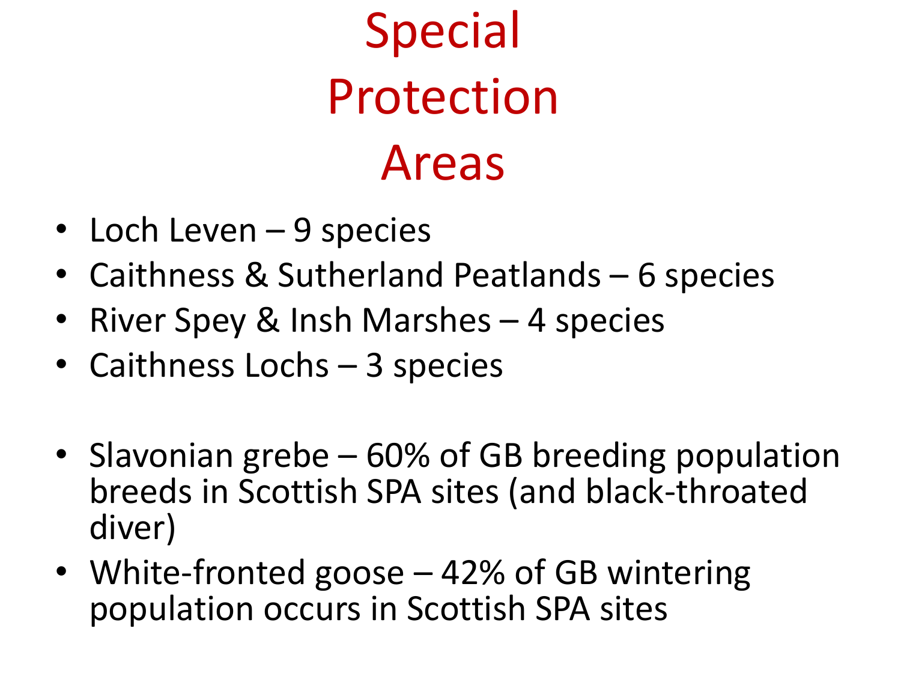# Special Protection Areas

- Loch Leven – 9 species
- Caithness & Sutherland Peatlands – 6 species
- River Spey & Insh Marshes – 4 species
- Caithness Lochs – 3 species

- Slavonian grebe – 60% of GB breeding population breeds in Scottish SPA sites (and black-throated diver)
- White-fronted goose – 42% of GB wintering population occurs in Scottish SPA sites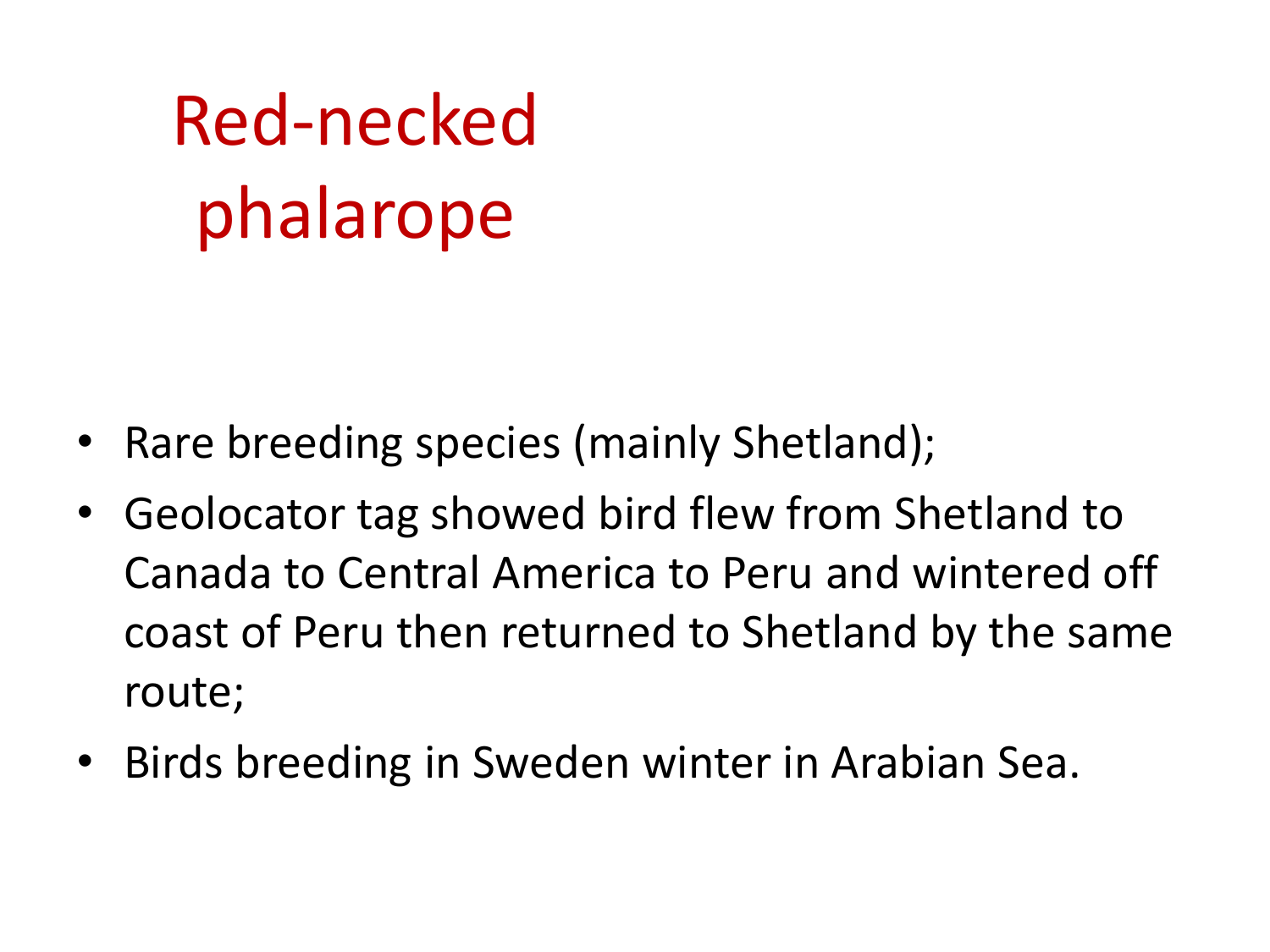# Red-necked phalarope

- Rare breeding species (mainly Shetland);
- Geolocator tag showed bird flew from Shetland to Canada to Central America to Peru and wintered off coast of Peru then returned to Shetland by the same route;
- Birds breeding in Sweden winter in Arabian Sea.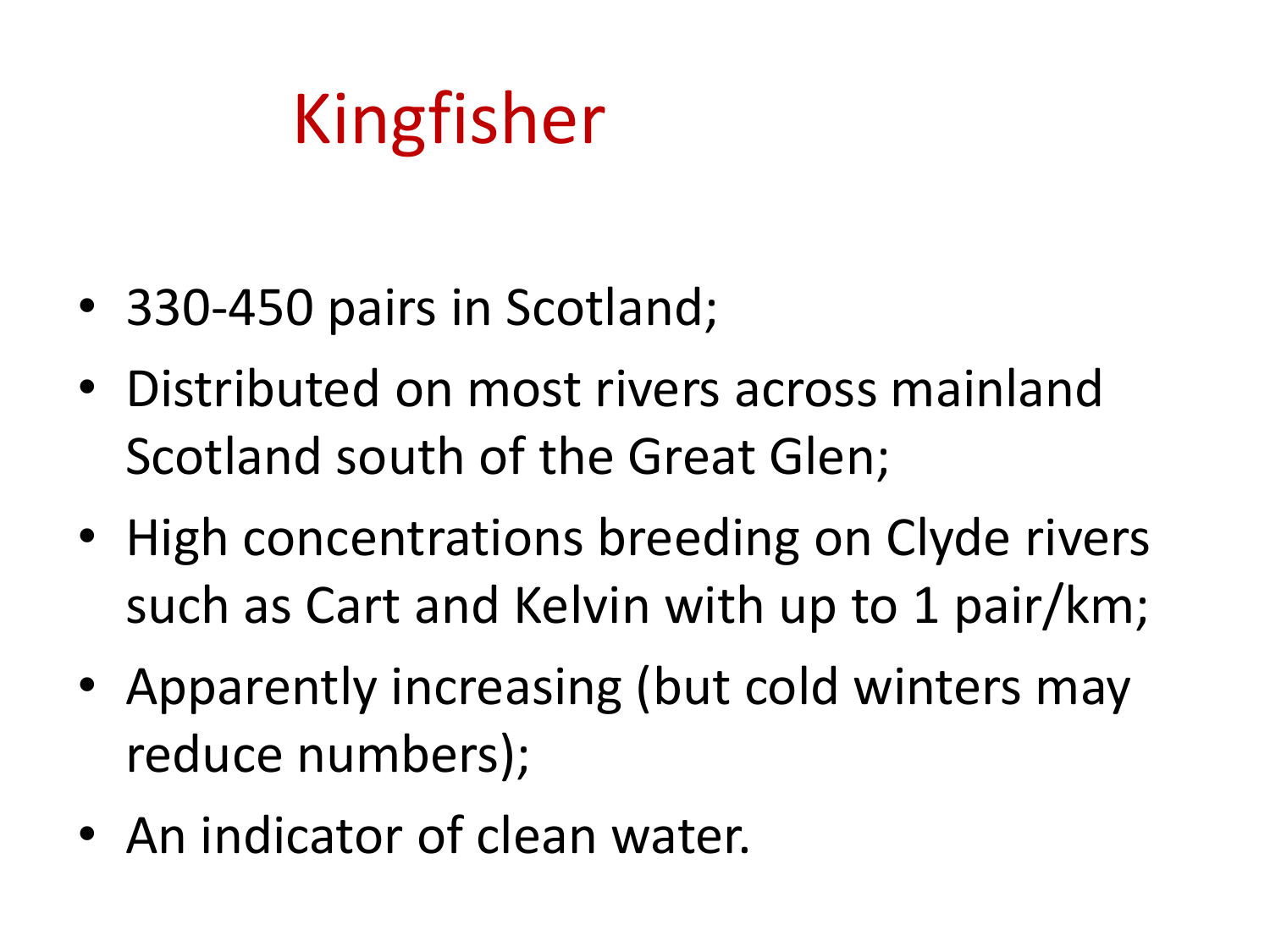# Kingfisher

- 330-450 pairs in Scotland;
- Distributed on most rivers across mainland Scotland south of the Great Glen;
- High concentrations breeding on Clyde rivers such as Cart and Kelvin with up to 1 pair/km;
- Apparently increasing (but cold winters may reduce numbers);
- An indicator of clean water.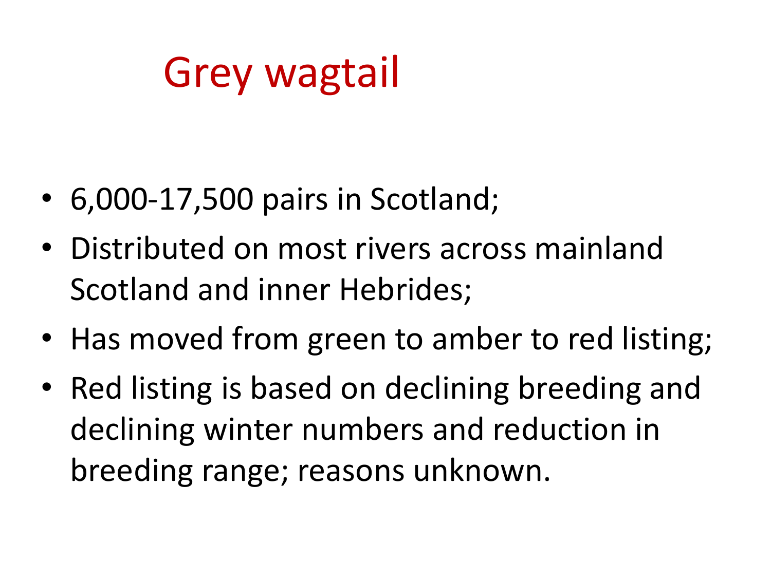# Grey wagtail

- 6,000-17,500 pairs in Scotland;
- Distributed on most rivers across mainland Scotland and inner Hebrides;
- Has moved from green to amber to red listing;
- Red listing is based on declining breeding and declining winter numbers and reduction in breeding range; reasons unknown.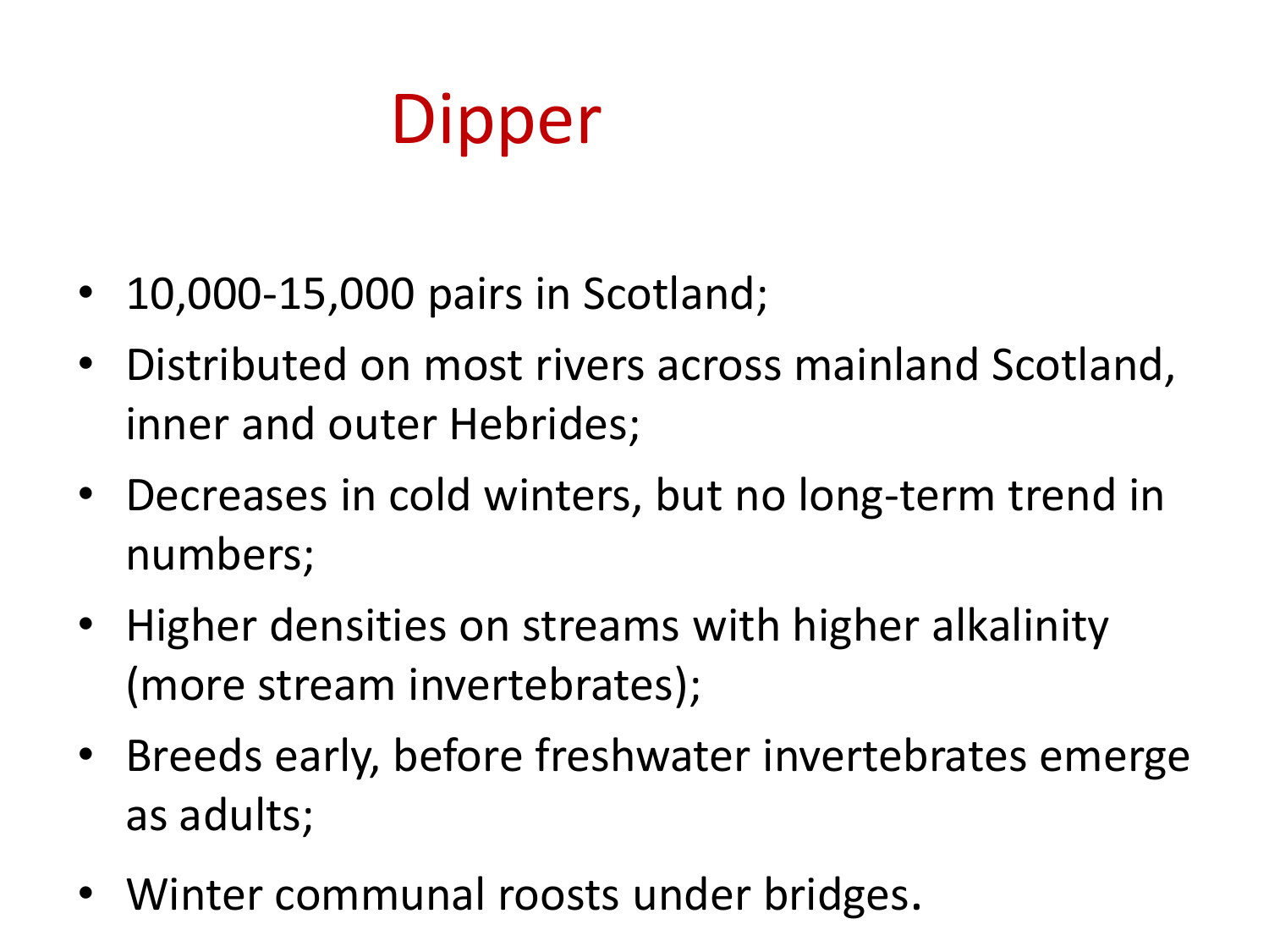# Dipper

- 10,000-15,000 pairs in Scotland;
- Distributed on most rivers across mainland Scotland, inner and outer Hebrides;
- Decreases in cold winters, but no long-term trend in numbers;
- Higher densities on streams with higher alkalinity (more stream invertebrates);
- Breeds early, before freshwater invertebrates emerge as adults;
- Winter communal roosts under bridges.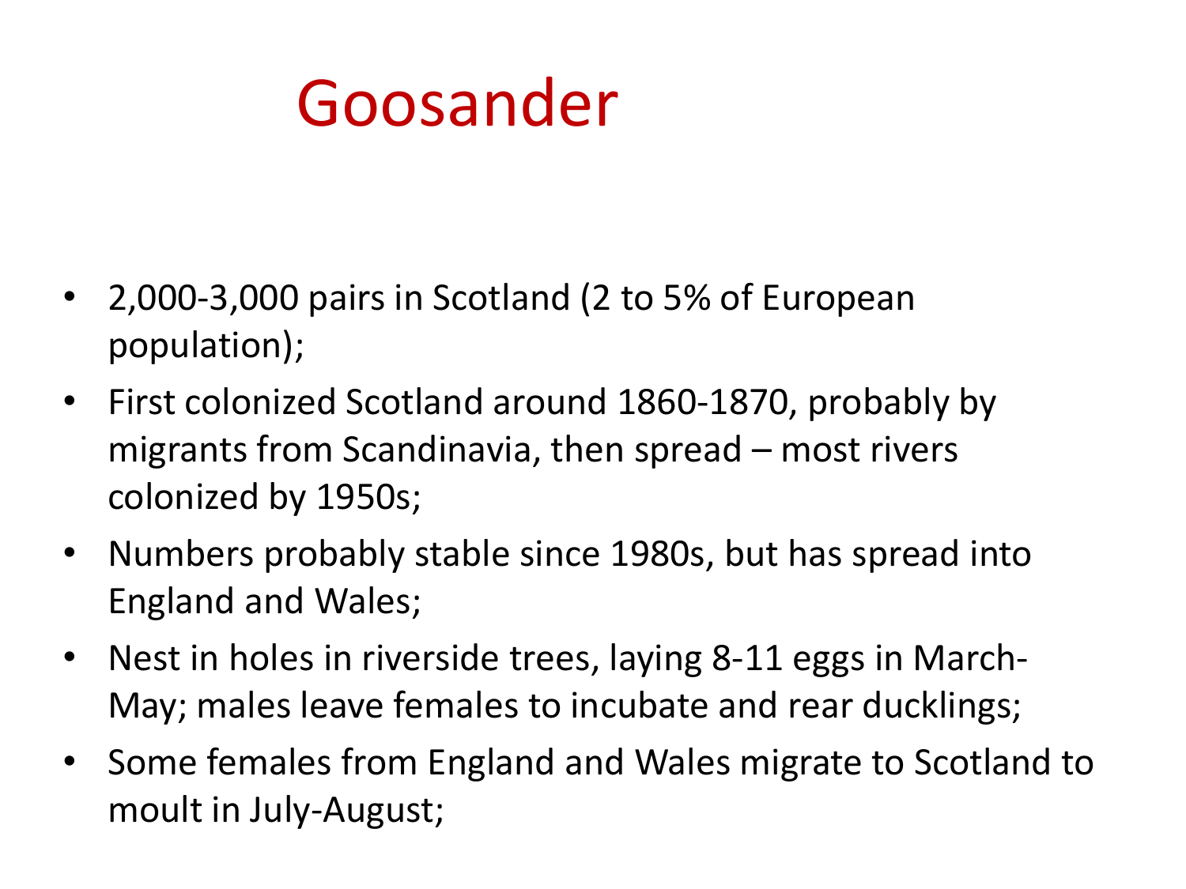# Goosander

- 2,000-3,000 pairs in Scotland (2 to 5% of European population);
- First colonized Scotland around 1860-1870, probably by migrants from Scandinavia, then spread – most rivers colonized by 1950s;
- Numbers probably stable since 1980s, but has spread into England and Wales;
- Nest in holes in riverside trees, laying 8-11 eggs in March-May; males leave females to incubate and rear ducklings;
- Some females from England and Wales migrate to Scotland to moult in July-August;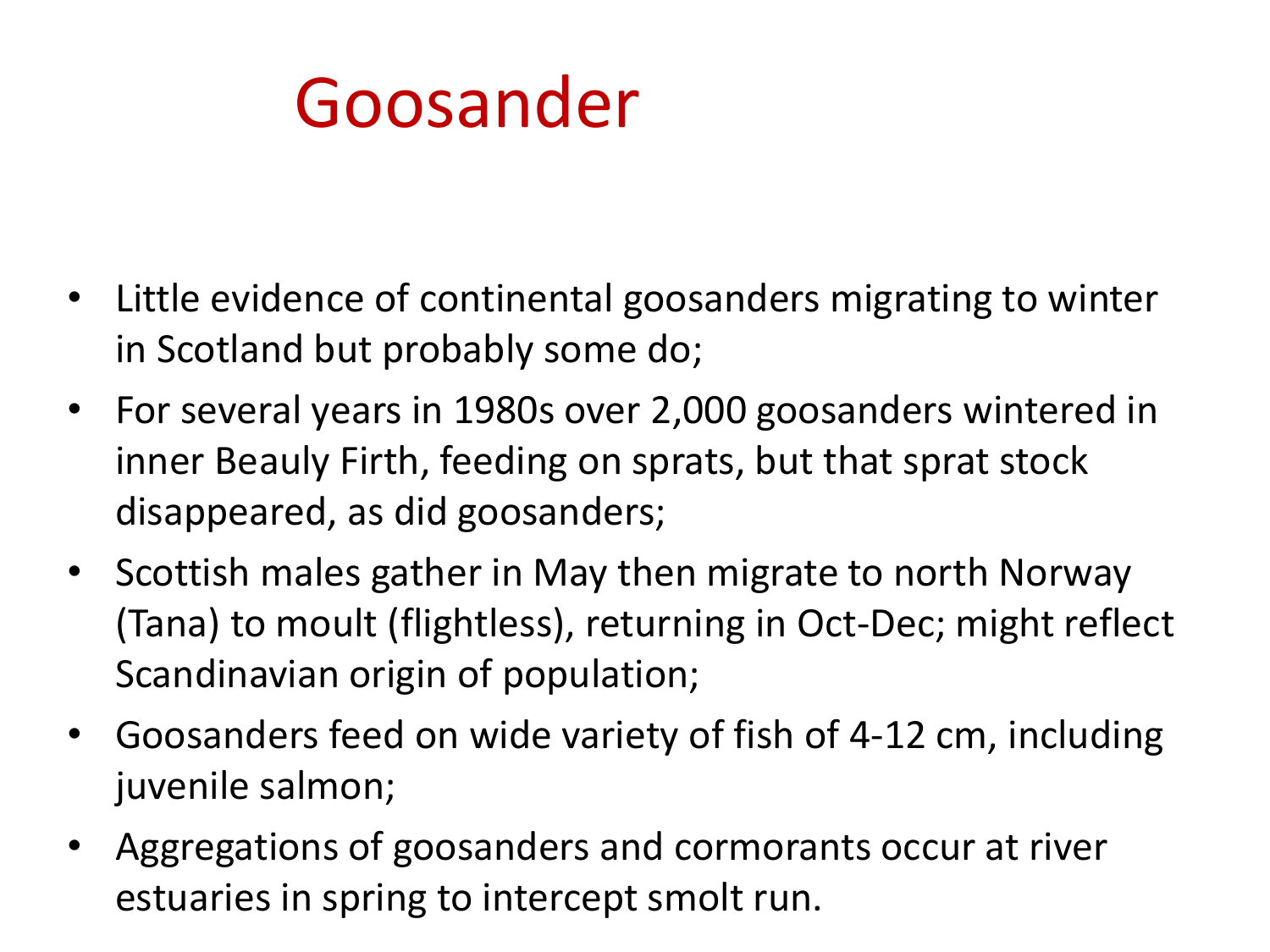# Goosander

- Little evidence of continental goosanders migrating to winter in Scotland but probably some do;
- For several years in 1980s over 2,000 goosanders wintered in inner Beauly Firth, feeding on sprats, but that sprat stock disappeared, as did goosanders;
- Scottish males gather in May then migrate to north Norway (Tana) to moult (flightless), returning in Oct-Dec; might reflect Scandinavian origin of population;
- Goosanders feed on wide variety of fish of 4-12 cm, including juvenile salmon;
- Aggregations of goosanders and cormorants occur at river estuaries in spring to intercept smolt run.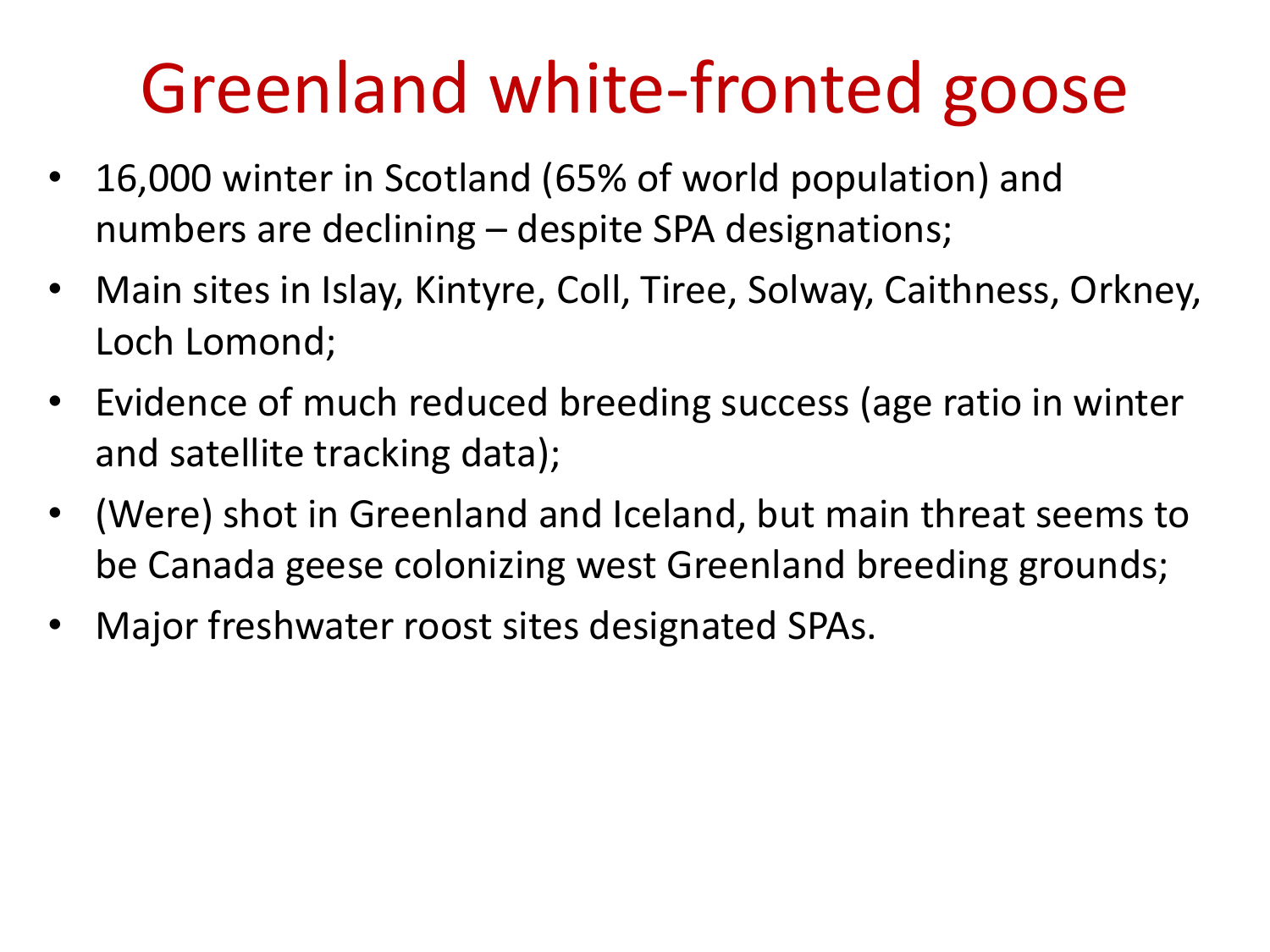# Greenland white-fronted goose

- 16,000 winter in Scotland (65% of world population) and numbers are declining – despite SPA designations;
- Main sites in Islay, Kintyre, Coll, Tiree, Solway, Caithness, Orkney, Loch Lomond;
- Evidence of much reduced breeding success (age ratio in winter and satellite tracking data);
- (Were) shot in Greenland and Iceland, but main threat seems to be Canada geese colonizing west Greenland breeding grounds;
- Major freshwater roost sites designated SPAs.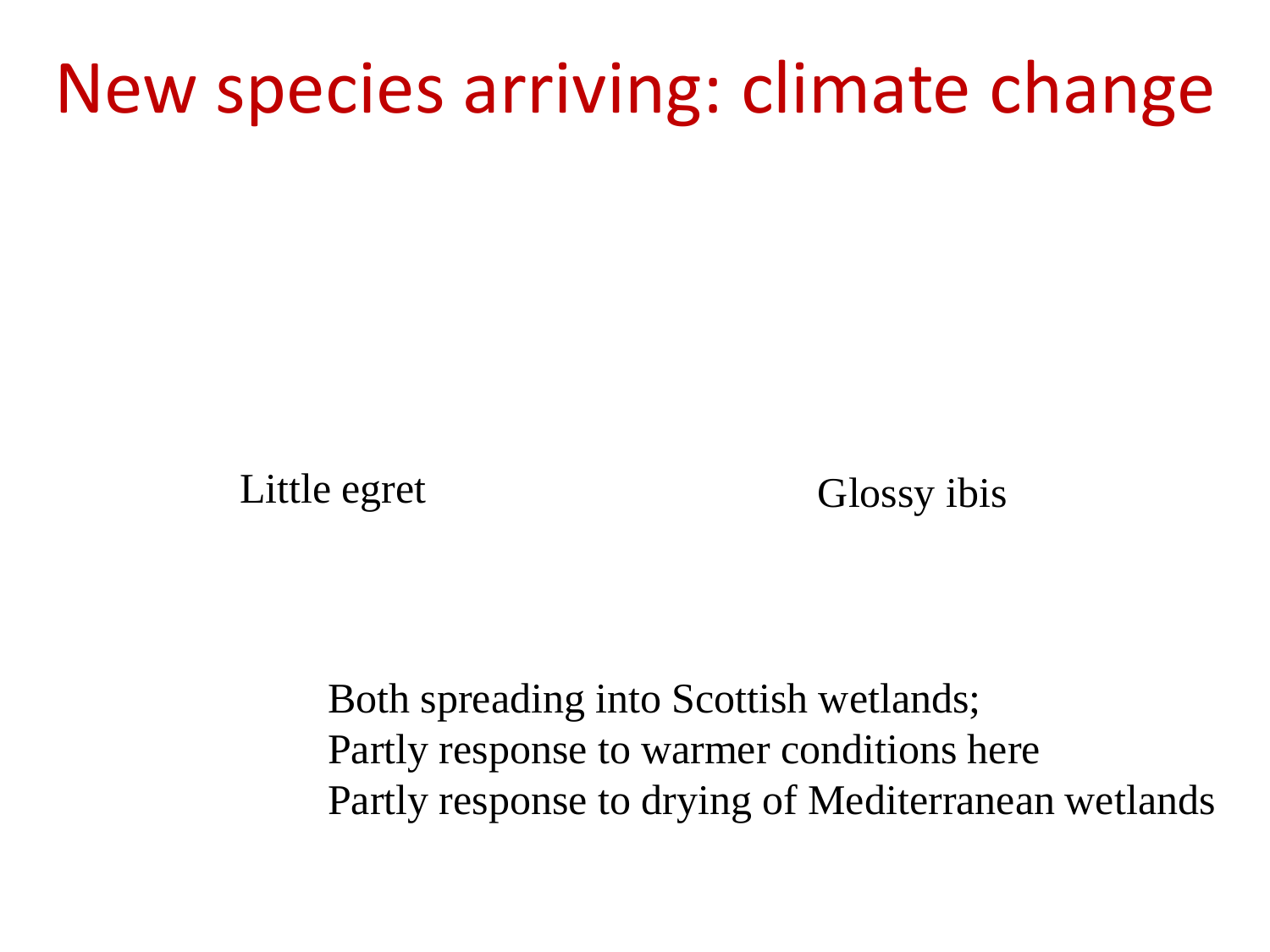# New species arriving: climate change

Little egret

Glossy ibis

Both spreading into Scottish wetlands;
Partly response to warmer conditions here
Partly response to drying of Mediterranean wetlands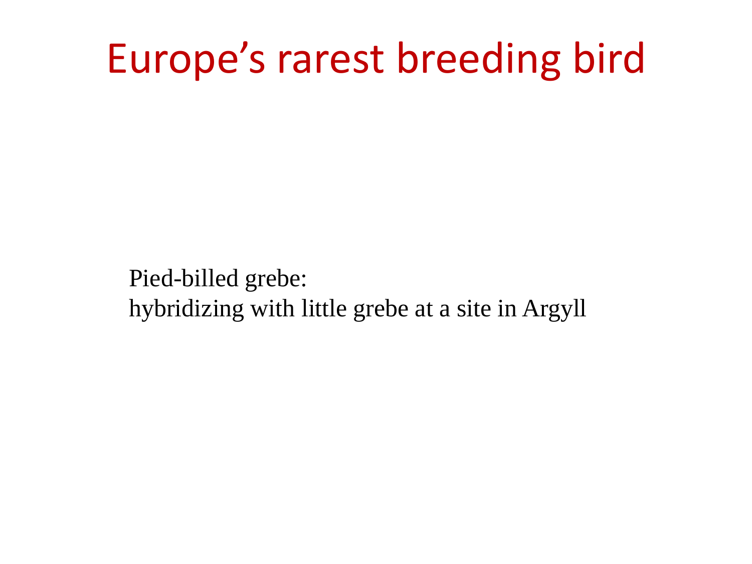# Europe's rarest breeding bird

Pied-billed grebe:
hybridizing with little grebe at a site in Argyll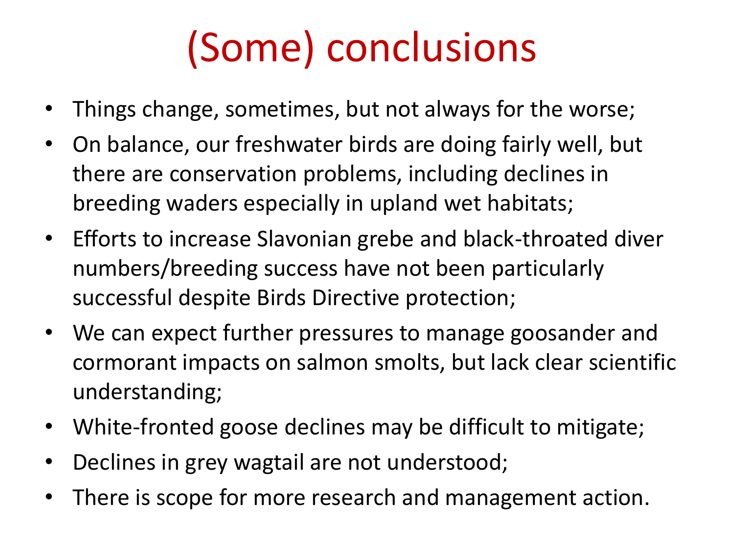# (Some) conclusions

- Things change, sometimes, but not always for the worse;
- On balance, our freshwater birds are doing fairly well, but there are conservation problems, including declines in breeding waders especially in upland wet habitats;
- Efforts to increase Slavonian grebe and black-throated diver numbers/breeding success have not been particularly successful despite Birds Directive protection;
- We can expect further pressures to manage goosander and cormorant impacts on salmon smolts, but lack clear scientific understanding;
- White-fronted goose declines may be difficult to mitigate;
- Declines in grey wagtail are not understood;
- There is scope for more research and management action.